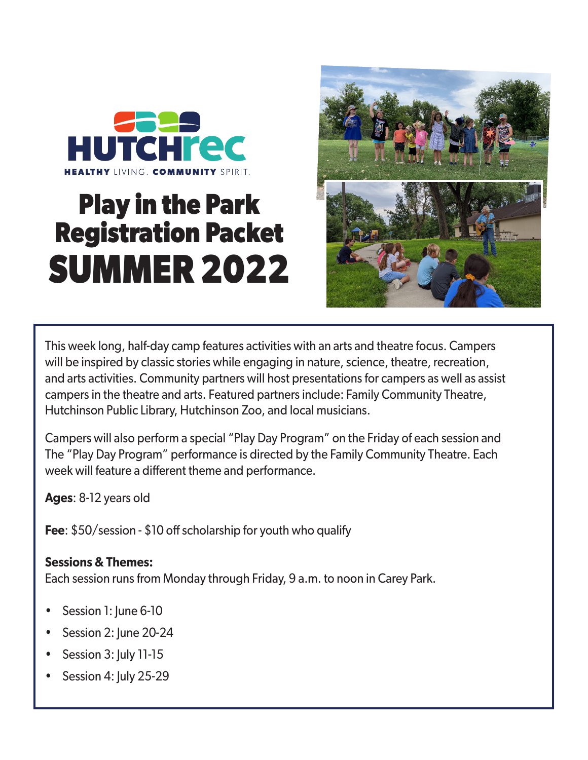HUTCHrec

HEALTHY LIVING. COMMUNITY SPIRIT.

# Play in the Park Registration Packet SUMMER 2022

This week long, half-day camp features activities with an arts and theatre focus. Campers will be inspired by classic stories while engaging in nature, science, theatre, recreation, and arts activities. Community partners will host presentations for campers as well as assist campers in the theatre and arts. Featured partners include: Family Community Theatre, Hutchinson Public Library, Hutchinson Zoo, and local musicians.

Campers will also perform a special "Play Day Program" on the Friday of each session and The "Play Day Program" performance is directed by the Family Community Theatre. Each week will feature a different theme and performance.

**Ages**: 8-12 years old

**Fee**: $50/session - $10 off scholarship for youth who qualify

**Sessions & Themes:**
Each session runs from Monday through Friday, 9 a.m. to noon in Carey Park.

- Session 1: June 6-10
- Session 2: June 20-24
- Session 3: July 11-15
- Session 4: July 25-29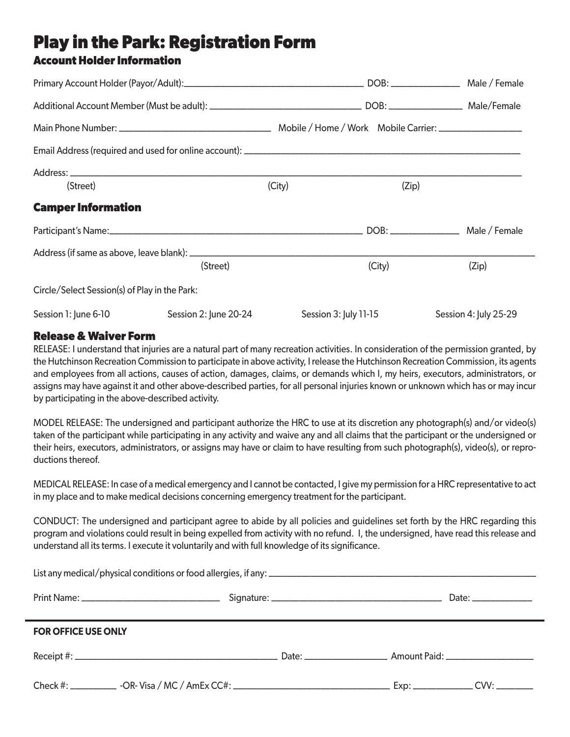# Play in the Park: Registration Form

## Account Holder Information

Primary Account Holder (Payor/Adult):______________________________ DOB: ____________ Male / Female

Additional Account Member (Must be adult): __________________________ DOB: ____________ Male/Female

Main Phone Number: __________________________ Mobile / Home / Work Mobile Carrier: ______________

Email Address (required and used for online account): ______________________________________________

Address: ________________________________________________________________________________

(Street) (City) (Zip)

## Camper Information

Participant's Name:__________________________________________ DOB: ____________ Male / Female

Address (if same as above, leave blank): __________________________________________________________

(Street) (City) (Zip)

Circle/Select Session(s) of Play in the Park:

Session 1: June 6-10 Session 2: June 20-24 Session 3: July 11-15 Session 4: July 25-29

## Release & Waiver Form

RELEASE: I understand that injuries are a natural part of many recreation activities. In consideration of the permission granted, by the Hutchinson Recreation Commission to participate in above activity, I release the Hutchinson Recreation Commission, its agents and employees from all actions, causes of action, damages, claims, or demands which I, my heirs, executors, administrators, or assigns may have against it and other above-described parties, for all personal injuries known or unknown which has or may incur by participating in the above-described activity.

MODEL RELEASE: The undersigned and participant authorize the HRC to use at its discretion any photograph(s) and/or video(s) taken of the participant while participating in any activity and waive any and all claims that the participant or the undersigned or their heirs, executors, administrators, or assigns may have or claim to have resulting from such photograph(s), video(s), or reproductions thereof.

MEDICAL RELEASE: In case of a medical emergency and I cannot be contacted, I give my permission for a HRC representative to act in my place and to make medical decisions concerning emergency treatment for the participant.

CONDUCT: The undersigned and participant agree to abide by all policies and guidelines set forth by the HRC regarding this program and violations could result in being expelled from activity with no refund. I, the undersigned, have read this release and understand all its terms. I execute it voluntarily and with full knowledge of its significance.

List any medical/physical conditions or food allergies, if any: ____________________________________________

Print Name: _______________________ Signature: ____________________________ Date: __________

---

**FOR OFFICE USE ONLY**

Receipt #: __________________________________ Date: ______________ Amount Paid: _______________

Check #: ________ -OR- Visa / MC / AmEx CC#: ___________________________ Exp: __________ CVV: ______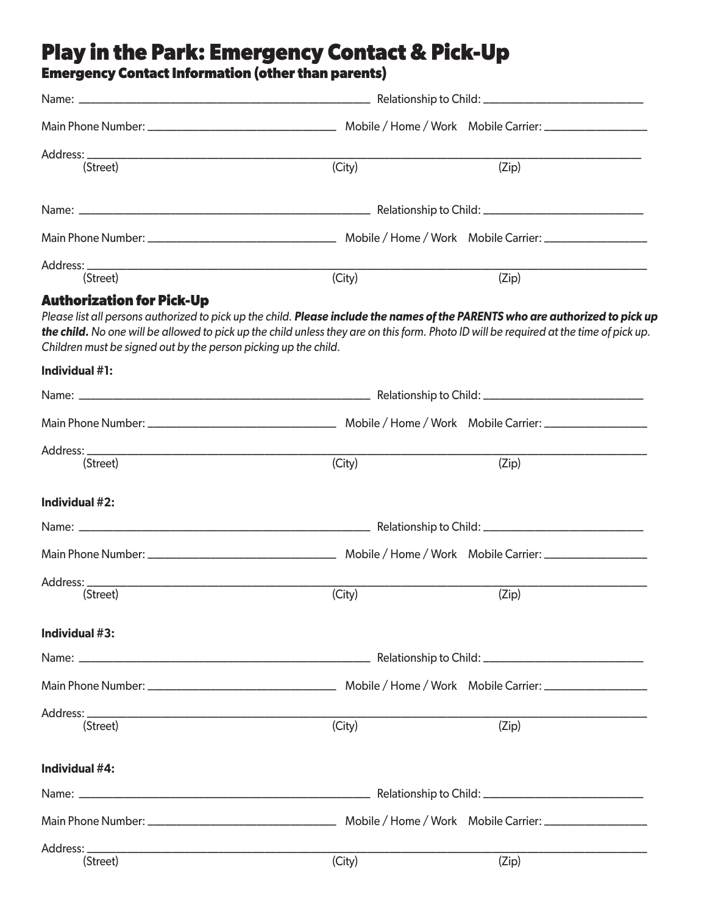# Play in the Park: Emergency Contact & Pick-Up

## Emergency Contact Information (other than parents)

Name: ______________________________ Relationship to Child: ____________________

Main Phone Number: ____________________ Mobile / Home / Work Mobile Carrier: ______________

Address: ______________________________________________________________
(Street) (City) (Zip)

Name: ______________________________ Relationship to Child: ____________________

Main Phone Number: ____________________ Mobile / Home / Work Mobile Carrier: ______________

Address: ______________________________________________________________
(Street) (City) (Zip)

## Authorization for Pick-Up

*Please list all persons authorized to pick up the child.* ***Please include the names of the PARENTS who are authorized to pick up the child.*** *No one will be allowed to pick up the child unless they are on this form. Photo ID will be required at the time of pick up. Children must be signed out by the person picking up the child.*

**Individual #1:**

Name: ______________________________ Relationship to Child: ____________________

Main Phone Number: ____________________ Mobile / Home / Work Mobile Carrier: ______________

Address: ______________________________________________________________
(Street) (City) (Zip)

**Individual #2:**

Name: ______________________________ Relationship to Child: ____________________

Main Phone Number: ____________________ Mobile / Home / Work Mobile Carrier: ______________

Address: ______________________________________________________________
(Street) (City) (Zip)

**Individual #3:**

Name: ______________________________ Relationship to Child: ____________________

Main Phone Number: ____________________ Mobile / Home / Work Mobile Carrier: ______________

Address: ______________________________________________________________
(Street) (City) (Zip)

**Individual #4:**

Name: ______________________________ Relationship to Child: ____________________

Main Phone Number: ____________________ Mobile / Home / Work Mobile Carrier: ______________

Address: ______________________________________________________________
(Street) (City) (Zip)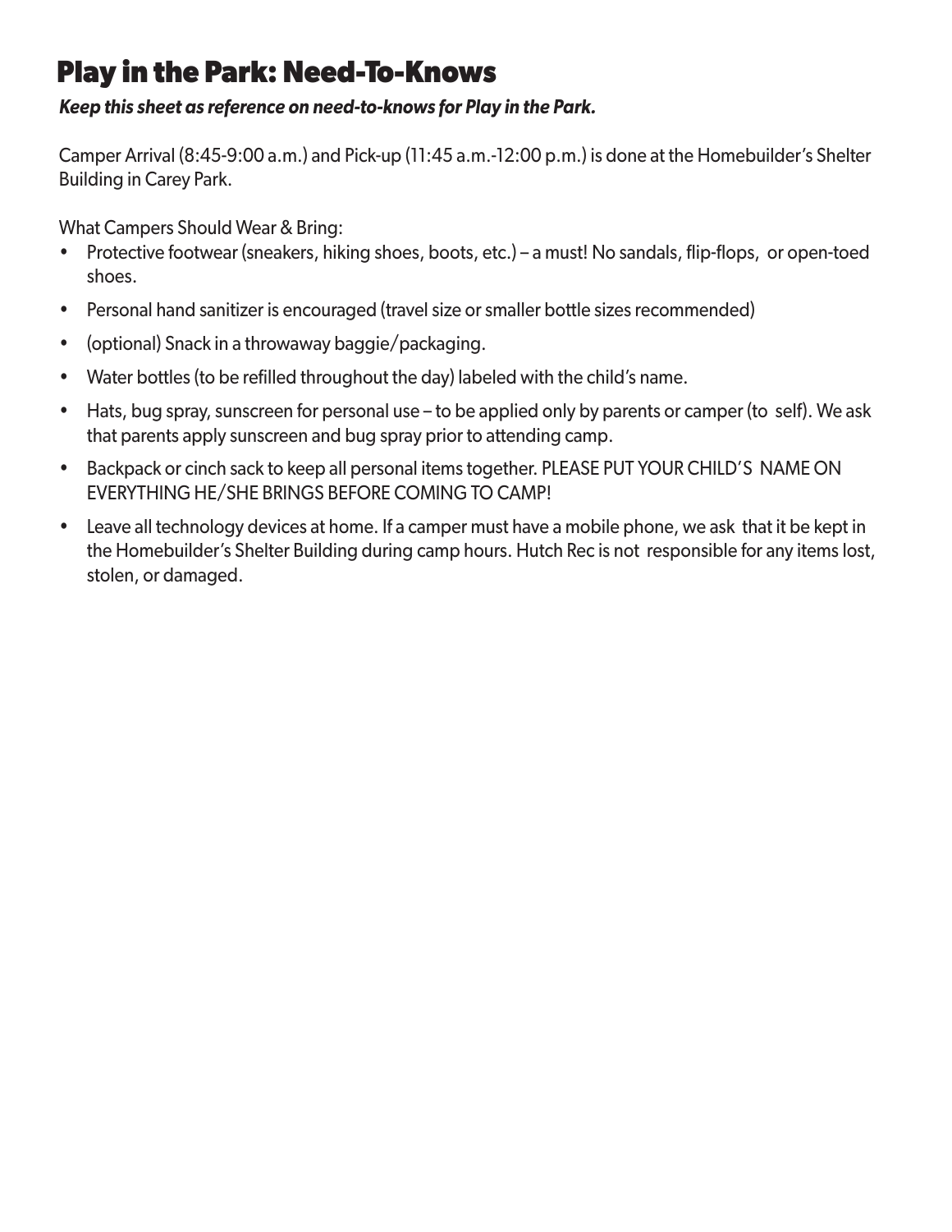# Play in the Park: Need-To-Knows

***Keep this sheet as reference on need-to-knows for Play in the Park.***

Camper Arrival (8:45-9:00 a.m.) and Pick-up (11:45 a.m.-12:00 p.m.) is done at the Homebuilder's Shelter Building in Carey Park.

What Campers Should Wear & Bring:

- Protective footwear (sneakers, hiking shoes, boots, etc.) – a must! No sandals, flip-flops, or open-toed shoes.
- Personal hand sanitizer is encouraged (travel size or smaller bottle sizes recommended)
- (optional) Snack in a throwaway baggie/packaging.
- Water bottles (to be refilled throughout the day) labeled with the child's name.
- Hats, bug spray, sunscreen for personal use – to be applied only by parents or camper (to self). We ask that parents apply sunscreen and bug spray prior to attending camp.
- Backpack or cinch sack to keep all personal items together. PLEASE PUT YOUR CHILD'S NAME ON EVERYTHING HE/SHE BRINGS BEFORE COMING TO CAMP!
- Leave all technology devices at home. If a camper must have a mobile phone, we ask that it be kept in the Homebuilder's Shelter Building during camp hours. Hutch Rec is not responsible for any items lost, stolen, or damaged.